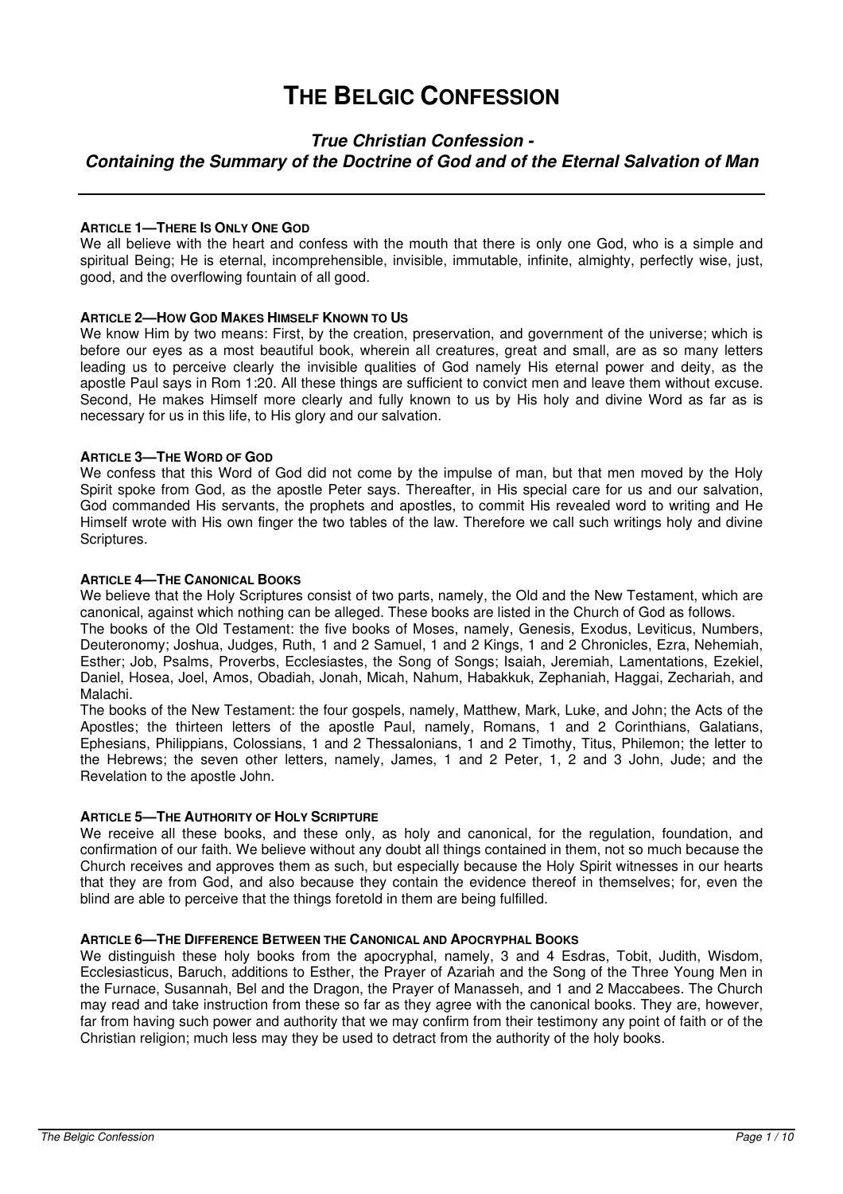# THE BELGIC CONFESSION

### *True Christian Confession - Containing the Summary of the Doctrine of God and of the Eternal Salvation of Man*

---

**ARTICLE 1—THERE IS ONLY ONE GOD**

We all believe with the heart and confess with the mouth that there is only one God, who is a simple and spiritual Being; He is eternal, incomprehensible, invisible, immutable, infinite, almighty, perfectly wise, just, good, and the overflowing fountain of all good.

**ARTICLE 2—HOW GOD MAKES HIMSELF KNOWN TO US**

We know Him by two means: First, by the creation, preservation, and government of the universe; which is before our eyes as a most beautiful book, wherein all creatures, great and small, are as so many letters leading us to perceive clearly the invisible qualities of God namely His eternal power and deity, as the apostle Paul says in Rom 1:20. All these things are sufficient to convict men and leave them without excuse. Second, He makes Himself more clearly and fully known to us by His holy and divine Word as far as is necessary for us in this life, to His glory and our salvation.

**ARTICLE 3—THE WORD OF GOD**

We confess that this Word of God did not come by the impulse of man, but that men moved by the Holy Spirit spoke from God, as the apostle Peter says. Thereafter, in His special care for us and our salvation, God commanded His servants, the prophets and apostles, to commit His revealed word to writing and He Himself wrote with His own finger the two tables of the law. Therefore we call such writings holy and divine Scriptures.

**ARTICLE 4—THE CANONICAL BOOKS**

We believe that the Holy Scriptures consist of two parts, namely, the Old and the New Testament, which are canonical, against which nothing can be alleged. These books are listed in the Church of God as follows.

The books of the Old Testament: the five books of Moses, namely, Genesis, Exodus, Leviticus, Numbers, Deuteronomy; Joshua, Judges, Ruth, 1 and 2 Samuel, 1 and 2 Kings, 1 and 2 Chronicles, Ezra, Nehemiah, Esther; Job, Psalms, Proverbs, Ecclesiastes, the Song of Songs; Isaiah, Jeremiah, Lamentations, Ezekiel, Daniel, Hosea, Joel, Amos, Obadiah, Jonah, Micah, Nahum, Habakkuk, Zephaniah, Haggai, Zechariah, and Malachi.

The books of the New Testament: the four gospels, namely, Matthew, Mark, Luke, and John; the Acts of the Apostles; the thirteen letters of the apostle Paul, namely, Romans, 1 and 2 Corinthians, Galatians, Ephesians, Philippians, Colossians, 1 and 2 Thessalonians, 1 and 2 Timothy, Titus, Philemon; the letter to the Hebrews; the seven other letters, namely, James, 1 and 2 Peter, 1, 2 and 3 John, Jude; and the Revelation to the apostle John.

**ARTICLE 5—THE AUTHORITY OF HOLY SCRIPTURE**

We receive all these books, and these only, as holy and canonical, for the regulation, foundation, and confirmation of our faith. We believe without any doubt all things contained in them, not so much because the Church receives and approves them as such, but especially because the Holy Spirit witnesses in our hearts that they are from God, and also because they contain the evidence thereof in themselves; for, even the blind are able to perceive that the things foretold in them are being fulfilled.

**ARTICLE 6—THE DIFFERENCE BETWEEN THE CANONICAL AND APOCRYPHAL BOOKS**

We distinguish these holy books from the apocryphal, namely, 3 and 4 Esdras, Tobit, Judith, Wisdom, Ecclesiasticus, Baruch, additions to Esther, the Prayer of Azariah and the Song of the Three Young Men in the Furnace, Susannah, Bel and the Dragon, the Prayer of Manasseh, and 1 and 2 Maccabees. The Church may read and take instruction from these so far as they agree with the canonical books. They are, however, far from having such power and authority that we may confirm from their testimony any point of faith or of the Christian religion; much less may they be used to detract from the authority of the holy books.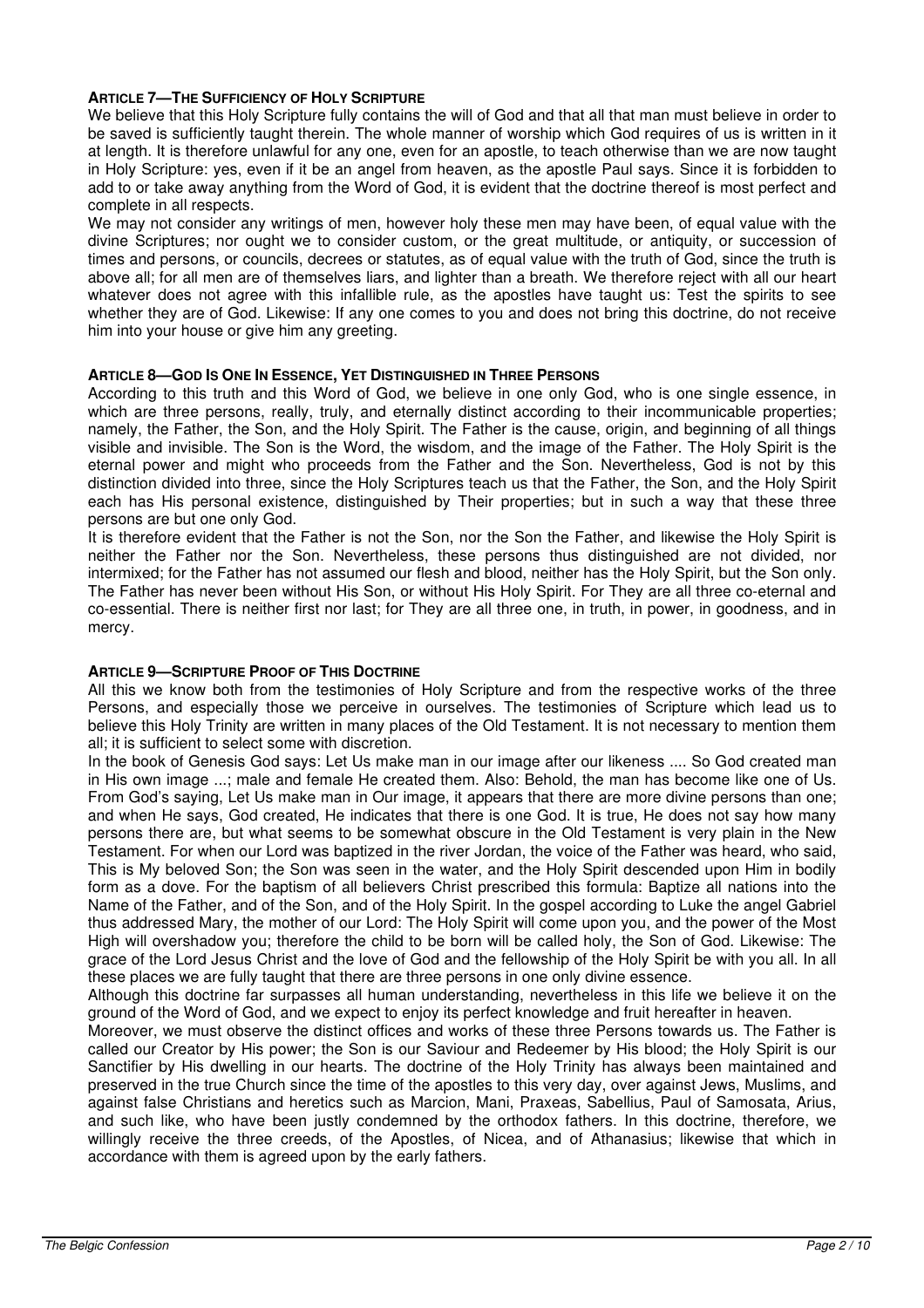### Article 7—The Sufficiency of Holy Scripture

We believe that this Holy Scripture fully contains the will of God and that all that man must believe in order to be saved is sufficiently taught therein. The whole manner of worship which God requires of us is written in it at length. It is therefore unlawful for any one, even for an apostle, to teach otherwise than we are now taught in Holy Scripture: yes, even if it be an angel from heaven, as the apostle Paul says. Since it is forbidden to add to or take away anything from the Word of God, it is evident that the doctrine thereof is most perfect and complete in all respects.

We may not consider any writings of men, however holy these men may have been, of equal value with the divine Scriptures; nor ought we to consider custom, or the great multitude, or antiquity, or succession of times and persons, or councils, decrees or statutes, as of equal value with the truth of God, since the truth is above all; for all men are of themselves liars, and lighter than a breath. We therefore reject with all our heart whatever does not agree with this infallible rule, as the apostles have taught us: Test the spirits to see whether they are of God. Likewise: If any one comes to you and does not bring this doctrine, do not receive him into your house or give him any greeting.

### Article 8—God Is One In Essence, Yet Distinguished in Three Persons

According to this truth and this Word of God, we believe in one only God, who is one single essence, in which are three persons, really, truly, and eternally distinct according to their incommunicable properties; namely, the Father, the Son, and the Holy Spirit. The Father is the cause, origin, and beginning of all things visible and invisible. The Son is the Word, the wisdom, and the image of the Father. The Holy Spirit is the eternal power and might who proceeds from the Father and the Son. Nevertheless, God is not by this distinction divided into three, since the Holy Scriptures teach us that the Father, the Son, and the Holy Spirit each has His personal existence, distinguished by Their properties; but in such a way that these three persons are but one only God.

It is therefore evident that the Father is not the Son, nor the Son the Father, and likewise the Holy Spirit is neither the Father nor the Son. Nevertheless, these persons thus distinguished are not divided, nor intermixed; for the Father has not assumed our flesh and blood, neither has the Holy Spirit, but the Son only. The Father has never been without His Son, or without His Holy Spirit. For They are all three co-eternal and co-essential. There is neither first nor last; for They are all three one, in truth, in power, in goodness, and in mercy.

### Article 9—Scripture Proof of This Doctrine

All this we know both from the testimonies of Holy Scripture and from the respective works of the three Persons, and especially those we perceive in ourselves. The testimonies of Scripture which lead us to believe this Holy Trinity are written in many places of the Old Testament. It is not necessary to mention them all; it is sufficient to select some with discretion.

In the book of Genesis God says: Let Us make man in our image after our likeness .... So God created man in His own image ...; male and female He created them. Also: Behold, the man has become like one of Us. From God's saying, Let Us make man in Our image, it appears that there are more divine persons than one; and when He says, God created, He indicates that there is one God. It is true, He does not say how many persons there are, but what seems to be somewhat obscure in the Old Testament is very plain in the New Testament. For when our Lord was baptized in the river Jordan, the voice of the Father was heard, who said, This is My beloved Son; the Son was seen in the water, and the Holy Spirit descended upon Him in bodily form as a dove. For the baptism of all believers Christ prescribed this formula: Baptize all nations into the Name of the Father, and of the Son, and of the Holy Spirit. In the gospel according to Luke the angel Gabriel thus addressed Mary, the mother of our Lord: The Holy Spirit will come upon you, and the power of the Most High will overshadow you; therefore the child to be born will be called holy, the Son of God. Likewise: The grace of the Lord Jesus Christ and the love of God and the fellowship of the Holy Spirit be with you all. In all these places we are fully taught that there are three persons in one only divine essence.

Although this doctrine far surpasses all human understanding, nevertheless in this life we believe it on the ground of the Word of God, and we expect to enjoy its perfect knowledge and fruit hereafter in heaven.

Moreover, we must observe the distinct offices and works of these three Persons towards us. The Father is called our Creator by His power; the Son is our Saviour and Redeemer by His blood; the Holy Spirit is our Sanctifier by His dwelling in our hearts. The doctrine of the Holy Trinity has always been maintained and preserved in the true Church since the time of the apostles to this very day, over against Jews, Muslims, and against false Christians and heretics such as Marcion, Mani, Praxeas, Sabellius, Paul of Samosata, Arius, and such like, who have been justly condemned by the orthodox fathers. In this doctrine, therefore, we willingly receive the three creeds, of the Apostles, of Nicea, and of Athanasius; likewise that which in accordance with them is agreed upon by the early fathers.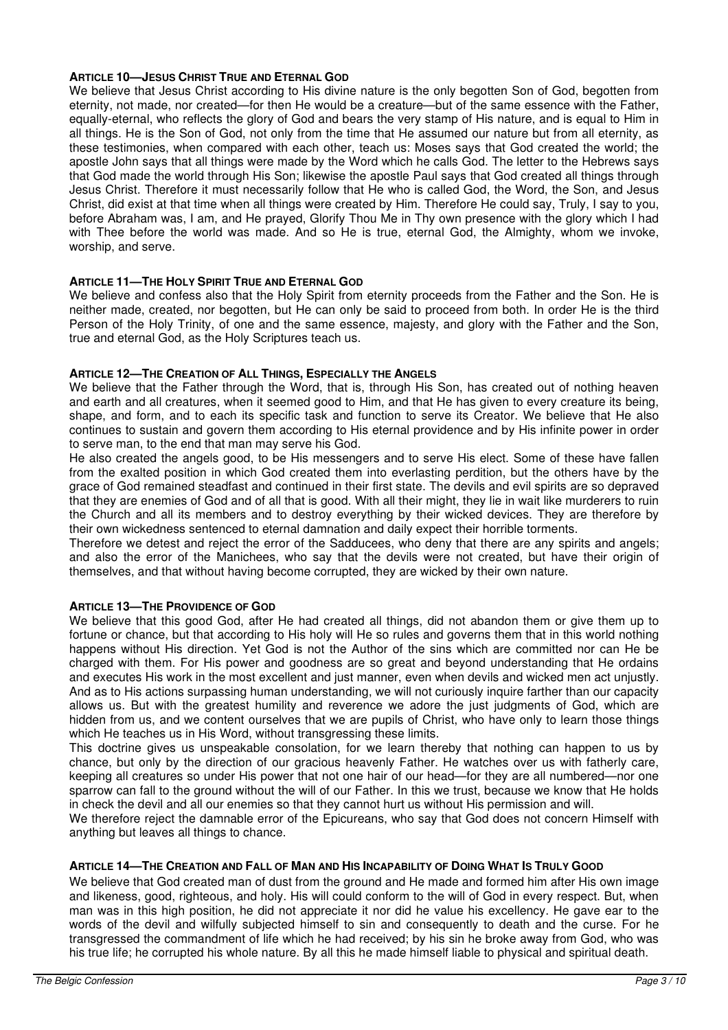### ARTICLE 10—JESUS CHRIST TRUE AND ETERNAL GOD

We believe that Jesus Christ according to His divine nature is the only begotten Son of God, begotten from eternity, not made, nor created—for then He would be a creature—but of the same essence with the Father, equally-eternal, who reflects the glory of God and bears the very stamp of His nature, and is equal to Him in all things. He is the Son of God, not only from the time that He assumed our nature but from all eternity, as these testimonies, when compared with each other, teach us: Moses says that God created the world; the apostle John says that all things were made by the Word which he calls God. The letter to the Hebrews says that God made the world through His Son; likewise the apostle Paul says that God created all things through Jesus Christ. Therefore it must necessarily follow that He who is called God, the Word, the Son, and Jesus Christ, did exist at that time when all things were created by Him. Therefore He could say, Truly, I say to you, before Abraham was, I am, and He prayed, Glorify Thou Me in Thy own presence with the glory which I had with Thee before the world was made. And so He is true, eternal God, the Almighty, whom we invoke, worship, and serve.

### ARTICLE 11—THE HOLY SPIRIT TRUE AND ETERNAL GOD

We believe and confess also that the Holy Spirit from eternity proceeds from the Father and the Son. He is neither made, created, nor begotten, but He can only be said to proceed from both. In order He is the third Person of the Holy Trinity, of one and the same essence, majesty, and glory with the Father and the Son, true and eternal God, as the Holy Scriptures teach us.

### ARTICLE 12—THE CREATION OF ALL THINGS, ESPECIALLY THE ANGELS

We believe that the Father through the Word, that is, through His Son, has created out of nothing heaven and earth and all creatures, when it seemed good to Him, and that He has given to every creature its being, shape, and form, and to each its specific task and function to serve its Creator. We believe that He also continues to sustain and govern them according to His eternal providence and by His infinite power in order to serve man, to the end that man may serve his God.

He also created the angels good, to be His messengers and to serve His elect. Some of these have fallen from the exalted position in which God created them into everlasting perdition, but the others have by the grace of God remained steadfast and continued in their first state. The devils and evil spirits are so depraved that they are enemies of God and of all that is good. With all their might, they lie in wait like murderers to ruin the Church and all its members and to destroy everything by their wicked devices. They are therefore by their own wickedness sentenced to eternal damnation and daily expect their horrible torments.

Therefore we detest and reject the error of the Sadducees, who deny that there are any spirits and angels; and also the error of the Manichees, who say that the devils were not created, but have their origin of themselves, and that without having become corrupted, they are wicked by their own nature.

### ARTICLE 13—THE PROVIDENCE OF GOD

We believe that this good God, after He had created all things, did not abandon them or give them up to fortune or chance, but that according to His holy will He so rules and governs them that in this world nothing happens without His direction. Yet God is not the Author of the sins which are committed nor can He be charged with them. For His power and goodness are so great and beyond understanding that He ordains and executes His work in the most excellent and just manner, even when devils and wicked men act unjustly. And as to His actions surpassing human understanding, we will not curiously inquire farther than our capacity allows us. But with the greatest humility and reverence we adore the just judgments of God, which are hidden from us, and we content ourselves that we are pupils of Christ, who have only to learn those things which He teaches us in His Word, without transgressing these limits.

This doctrine gives us unspeakable consolation, for we learn thereby that nothing can happen to us by chance, but only by the direction of our gracious heavenly Father. He watches over us with fatherly care, keeping all creatures so under His power that not one hair of our head—for they are all numbered—nor one sparrow can fall to the ground without the will of our Father. In this we trust, because we know that He holds in check the devil and all our enemies so that they cannot hurt us without His permission and will.

We therefore reject the damnable error of the Epicureans, who say that God does not concern Himself with anything but leaves all things to chance.

### ARTICLE 14—THE CREATION AND FALL OF MAN AND HIS INCAPABILITY OF DOING WHAT IS TRULY GOOD

We believe that God created man of dust from the ground and He made and formed him after His own image and likeness, good, righteous, and holy. His will could conform to the will of God in every respect. But, when man was in this high position, he did not appreciate it nor did he value his excellency. He gave ear to the words of the devil and wilfully subjected himself to sin and consequently to death and the curse. For he transgressed the commandment of life which he had received; by his sin he broke away from God, who was his true life; he corrupted his whole nature. By all this he made himself liable to physical and spiritual death.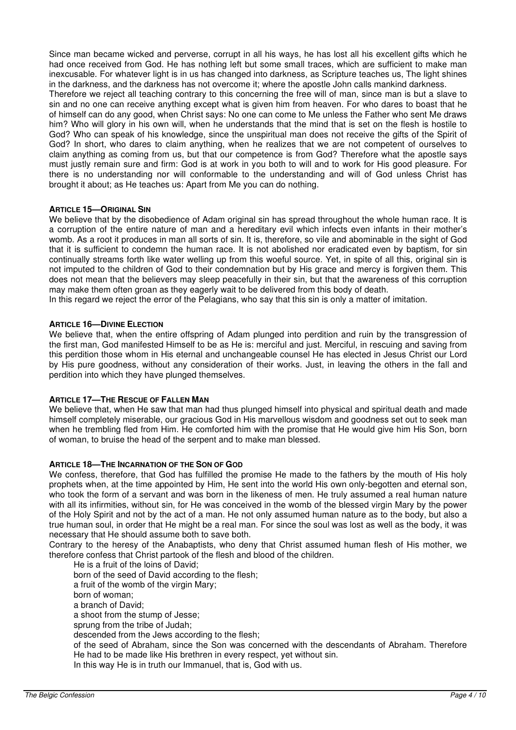Since man became wicked and perverse, corrupt in all his ways, he has lost all his excellent gifts which he had once received from God. He has nothing left but some small traces, which are sufficient to make man inexcusable. For whatever light is in us has changed into darkness, as Scripture teaches us, The light shines in the darkness, and the darkness has not overcome it; where the apostle John calls mankind darkness.

Therefore we reject all teaching contrary to this concerning the free will of man, since man is but a slave to sin and no one can receive anything except what is given him from heaven. For who dares to boast that he of himself can do any good, when Christ says: No one can come to Me unless the Father who sent Me draws him? Who will glory in his own will, when he understands that the mind that is set on the flesh is hostile to God? Who can speak of his knowledge, since the unspiritual man does not receive the gifts of the Spirit of God? In short, who dares to claim anything, when he realizes that we are not competent of ourselves to claim anything as coming from us, but that our competence is from God? Therefore what the apostle says must justly remain sure and firm: God is at work in you both to will and to work for His good pleasure. For there is no understanding nor will conformable to the understanding and will of God unless Christ has brought it about; as He teaches us: Apart from Me you can do nothing.

## ARTICLE 15—ORIGINAL SIN

We believe that by the disobedience of Adam original sin has spread throughout the whole human race. It is a corruption of the entire nature of man and a hereditary evil which infects even infants in their mother's womb. As a root it produces in man all sorts of sin. It is, therefore, so vile and abominable in the sight of God that it is sufficient to condemn the human race. It is not abolished nor eradicated even by baptism, for sin continually streams forth like water welling up from this woeful source. Yet, in spite of all this, original sin is not imputed to the children of God to their condemnation but by His grace and mercy is forgiven them. This does not mean that the believers may sleep peacefully in their sin, but that the awareness of this corruption may make them often groan as they eagerly wait to be delivered from this body of death.

In this regard we reject the error of the Pelagians, who say that this sin is only a matter of imitation.

## ARTICLE 16—DIVINE ELECTION

We believe that, when the entire offspring of Adam plunged into perdition and ruin by the transgression of the first man, God manifested Himself to be as He is: merciful and just. Merciful, in rescuing and saving from this perdition those whom in His eternal and unchangeable counsel He has elected in Jesus Christ our Lord by His pure goodness, without any consideration of their works. Just, in leaving the others in the fall and perdition into which they have plunged themselves.

## ARTICLE 17—THE RESCUE OF FALLEN MAN

We believe that, when He saw that man had thus plunged himself into physical and spiritual death and made himself completely miserable, our gracious God in His marvellous wisdom and goodness set out to seek man when he trembling fled from Him. He comforted him with the promise that He would give him His Son, born of woman, to bruise the head of the serpent and to make man blessed.

## ARTICLE 18—THE INCARNATION OF THE SON OF GOD

We confess, therefore, that God has fulfilled the promise He made to the fathers by the mouth of His holy prophets when, at the time appointed by Him, He sent into the world His own only-begotten and eternal son, who took the form of a servant and was born in the likeness of men. He truly assumed a real human nature with all its infirmities, without sin, for He was conceived in the womb of the blessed virgin Mary by the power of the Holy Spirit and not by the act of a man. He not only assumed human nature as to the body, but also a true human soul, in order that He might be a real man. For since the soul was lost as well as the body, it was necessary that He should assume both to save both.

Contrary to the heresy of the Anabaptists, who deny that Christ assumed human flesh of His mother, we therefore confess that Christ partook of the flesh and blood of the children.

He is a fruit of the loins of David;
born of the seed of David according to the flesh;
a fruit of the womb of the virgin Mary;
born of woman;
a branch of David;
a shoot from the stump of Jesse;
sprung from the tribe of Judah;
descended from the Jews according to the flesh;
of the seed of Abraham, since the Son was concerned with the descendants of Abraham. Therefore He had to be made like His brethren in every respect, yet without sin.
In this way He is in truth our Immanuel, that is, God with us.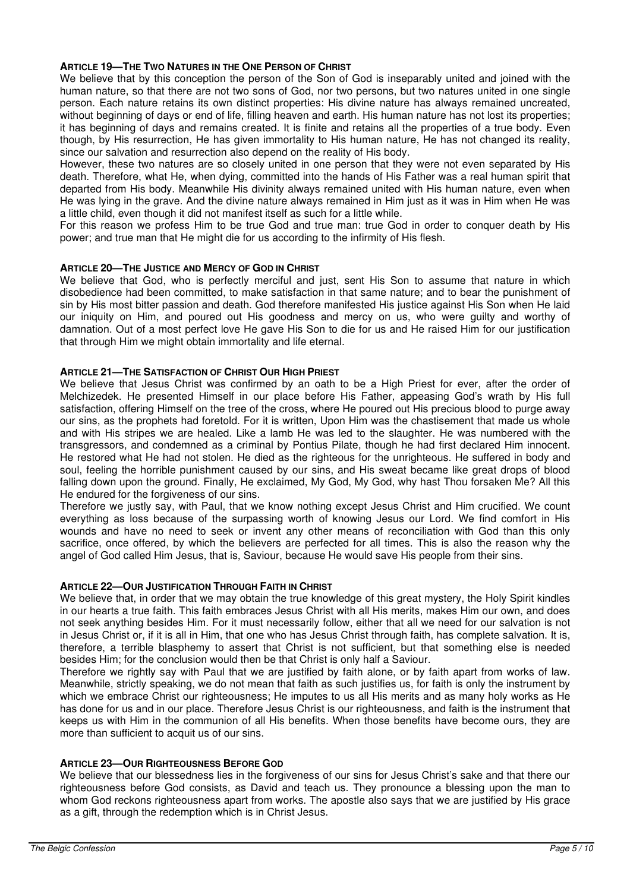#### ARTICLE 19—THE TWO NATURES IN THE ONE PERSON OF CHRIST

We believe that by this conception the person of the Son of God is inseparably united and joined with the human nature, so that there are not two sons of God, nor two persons, but two natures united in one single person. Each nature retains its own distinct properties: His divine nature has always remained uncreated, without beginning of days or end of life, filling heaven and earth. His human nature has not lost its properties; it has beginning of days and remains created. It is finite and retains all the properties of a true body. Even though, by His resurrection, He has given immortality to His human nature, He has not changed its reality, since our salvation and resurrection also depend on the reality of His body.

However, these two natures are so closely united in one person that they were not even separated by His death. Therefore, what He, when dying, committed into the hands of His Father was a real human spirit that departed from His body. Meanwhile His divinity always remained united with His human nature, even when He was lying in the grave. And the divine nature always remained in Him just as it was in Him when He was a little child, even though it did not manifest itself as such for a little while.

For this reason we profess Him to be true God and true man: true God in order to conquer death by His power; and true man that He might die for us according to the infirmity of His flesh.

#### ARTICLE 20—THE JUSTICE AND MERCY OF GOD IN CHRIST

We believe that God, who is perfectly merciful and just, sent His Son to assume that nature in which disobedience had been committed, to make satisfaction in that same nature; and to bear the punishment of sin by His most bitter passion and death. God therefore manifested His justice against His Son when He laid our iniquity on Him, and poured out His goodness and mercy on us, who were guilty and worthy of damnation. Out of a most perfect love He gave His Son to die for us and He raised Him for our justification that through Him we might obtain immortality and life eternal.

#### ARTICLE 21—THE SATISFACTION OF CHRIST OUR HIGH PRIEST

We believe that Jesus Christ was confirmed by an oath to be a High Priest for ever, after the order of Melchizedek. He presented Himself in our place before His Father, appeasing God's wrath by His full satisfaction, offering Himself on the tree of the cross, where He poured out His precious blood to purge away our sins, as the prophets had foretold. For it is written, Upon Him was the chastisement that made us whole and with His stripes we are healed. Like a lamb He was led to the slaughter. He was numbered with the transgressors, and condemned as a criminal by Pontius Pilate, though he had first declared Him innocent. He restored what He had not stolen. He died as the righteous for the unrighteous. He suffered in body and soul, feeling the horrible punishment caused by our sins, and His sweat became like great drops of blood falling down upon the ground. Finally, He exclaimed, My God, My God, why hast Thou forsaken Me? All this He endured for the forgiveness of our sins.

Therefore we justly say, with Paul, that we know nothing except Jesus Christ and Him crucified. We count everything as loss because of the surpassing worth of knowing Jesus our Lord. We find comfort in His wounds and have no need to seek or invent any other means of reconciliation with God than this only sacrifice, once offered, by which the believers are perfected for all times. This is also the reason why the angel of God called Him Jesus, that is, Saviour, because He would save His people from their sins.

#### ARTICLE 22—OUR JUSTIFICATION THROUGH FAITH IN CHRIST

We believe that, in order that we may obtain the true knowledge of this great mystery, the Holy Spirit kindles in our hearts a true faith. This faith embraces Jesus Christ with all His merits, makes Him our own, and does not seek anything besides Him. For it must necessarily follow, either that all we need for our salvation is not in Jesus Christ or, if it is all in Him, that one who has Jesus Christ through faith, has complete salvation. It is, therefore, a terrible blasphemy to assert that Christ is not sufficient, but that something else is needed besides Him; for the conclusion would then be that Christ is only half a Saviour.

Therefore we rightly say with Paul that we are justified by faith alone, or by faith apart from works of law. Meanwhile, strictly speaking, we do not mean that faith as such justifies us, for faith is only the instrument by which we embrace Christ our righteousness; He imputes to us all His merits and as many holy works as He has done for us and in our place. Therefore Jesus Christ is our righteousness, and faith is the instrument that keeps us with Him in the communion of all His benefits. When those benefits have become ours, they are more than sufficient to acquit us of our sins.

#### ARTICLE 23—OUR RIGHTEOUSNESS BEFORE GOD

We believe that our blessedness lies in the forgiveness of our sins for Jesus Christ's sake and that there our righteousness before God consists, as David and teach us. They pronounce a blessing upon the man to whom God reckons righteousness apart from works. The apostle also says that we are justified by His grace as a gift, through the redemption which is in Christ Jesus.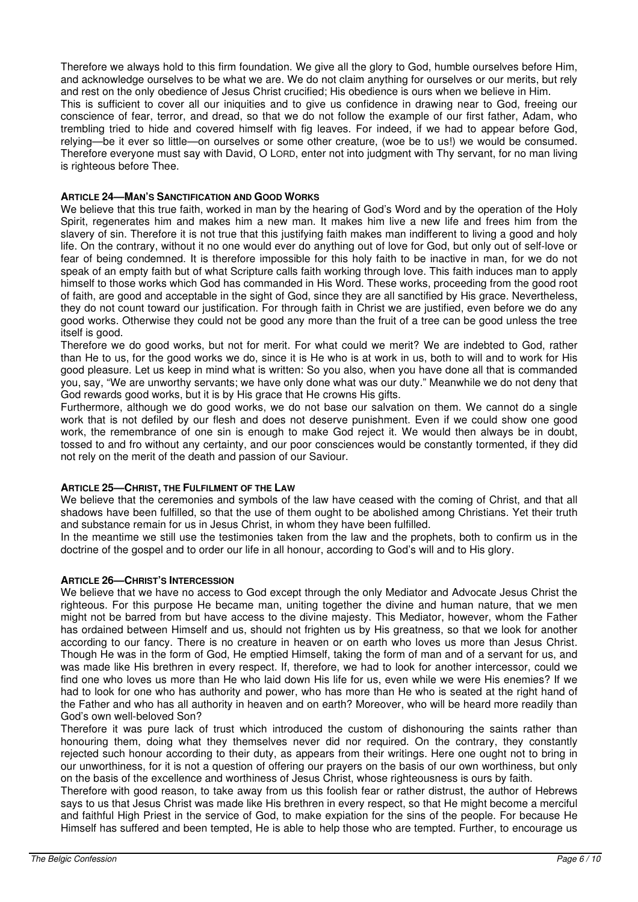Therefore we always hold to this firm foundation. We give all the glory to God, humble ourselves before Him, and acknowledge ourselves to be what we are. We do not claim anything for ourselves or our merits, but rely and rest on the only obedience of Jesus Christ crucified; His obedience is ours when we believe in Him.

This is sufficient to cover all our iniquities and to give us confidence in drawing near to God, freeing our conscience of fear, terror, and dread, so that we do not follow the example of our first father, Adam, who trembling tried to hide and covered himself with fig leaves. For indeed, if we had to appear before God, relying—be it ever so little—on ourselves or some other creature, (woe be to us!) we would be consumed. Therefore everyone must say with David, O LORD, enter not into judgment with Thy servant, for no man living is righteous before Thee.

**ARTICLE 24—MAN'S SANCTIFICATION AND GOOD WORKS**

We believe that this true faith, worked in man by the hearing of God's Word and by the operation of the Holy Spirit, regenerates him and makes him a new man. It makes him live a new life and frees him from the slavery of sin. Therefore it is not true that this justifying faith makes man indifferent to living a good and holy life. On the contrary, without it no one would ever do anything out of love for God, but only out of self-love or fear of being condemned. It is therefore impossible for this holy faith to be inactive in man, for we do not speak of an empty faith but of what Scripture calls faith working through love. This faith induces man to apply himself to those works which God has commanded in His Word. These works, proceeding from the good root of faith, are good and acceptable in the sight of God, since they are all sanctified by His grace. Nevertheless, they do not count toward our justification. For through faith in Christ we are justified, even before we do any good works. Otherwise they could not be good any more than the fruit of a tree can be good unless the tree itself is good.

Therefore we do good works, but not for merit. For what could we merit? We are indebted to God, rather than He to us, for the good works we do, since it is He who is at work in us, both to will and to work for His good pleasure. Let us keep in mind what is written: So you also, when you have done all that is commanded you, say, "We are unworthy servants; we have only done what was our duty." Meanwhile we do not deny that God rewards good works, but it is by His grace that He crowns His gifts.

Furthermore, although we do good works, we do not base our salvation on them. We cannot do a single work that is not defiled by our flesh and does not deserve punishment. Even if we could show one good work, the remembrance of one sin is enough to make God reject it. We would then always be in doubt, tossed to and fro without any certainty, and our poor consciences would be constantly tormented, if they did not rely on the merit of the death and passion of our Saviour.

**ARTICLE 25—CHRIST, THE FULFILMENT OF THE LAW**

We believe that the ceremonies and symbols of the law have ceased with the coming of Christ, and that all shadows have been fulfilled, so that the use of them ought to be abolished among Christians. Yet their truth and substance remain for us in Jesus Christ, in whom they have been fulfilled.

In the meantime we still use the testimonies taken from the law and the prophets, both to confirm us in the doctrine of the gospel and to order our life in all honour, according to God's will and to His glory.

**ARTICLE 26—CHRIST'S INTERCESSION**

We believe that we have no access to God except through the only Mediator and Advocate Jesus Christ the righteous. For this purpose He became man, uniting together the divine and human nature, that we men might not be barred from but have access to the divine majesty. This Mediator, however, whom the Father has ordained between Himself and us, should not frighten us by His greatness, so that we look for another according to our fancy. There is no creature in heaven or on earth who loves us more than Jesus Christ. Though He was in the form of God, He emptied Himself, taking the form of man and of a servant for us, and was made like His brethren in every respect. If, therefore, we had to look for another intercessor, could we find one who loves us more than He who laid down His life for us, even while we were His enemies? If we had to look for one who has authority and power, who has more than He who is seated at the right hand of the Father and who has all authority in heaven and on earth? Moreover, who will be heard more readily than God's own well-beloved Son?

Therefore it was pure lack of trust which introduced the custom of dishonouring the saints rather than honouring them, doing what they themselves never did nor required. On the contrary, they constantly rejected such honour according to their duty, as appears from their writings. Here one ought not to bring in our unworthiness, for it is not a question of offering our prayers on the basis of our own worthiness, but only on the basis of the excellence and worthiness of Jesus Christ, whose righteousness is ours by faith.

Therefore with good reason, to take away from us this foolish fear or rather distrust, the author of Hebrews says to us that Jesus Christ was made like His brethren in every respect, so that He might become a merciful and faithful High Priest in the service of God, to make expiation for the sins of the people. For because He Himself has suffered and been tempted, He is able to help those who are tempted. Further, to encourage us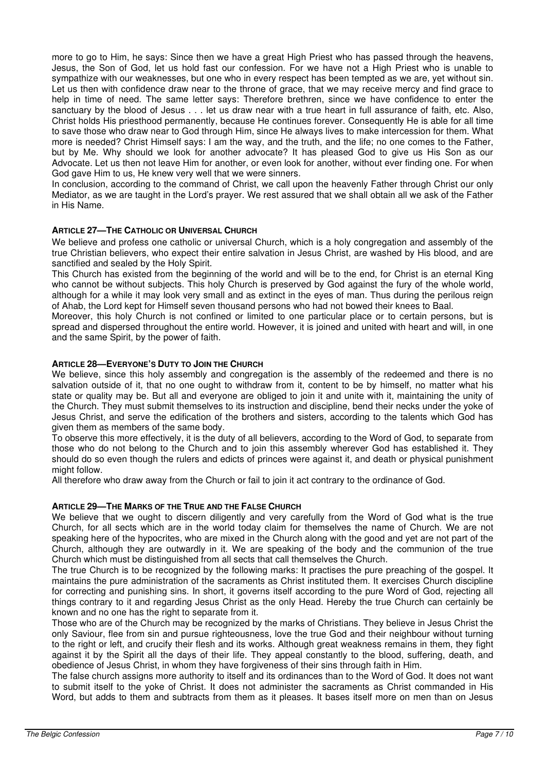more to go to Him, he says: Since then we have a great High Priest who has passed through the heavens, Jesus, the Son of God, let us hold fast our confession. For we have not a High Priest who is unable to sympathize with our weaknesses, but one who in every respect has been tempted as we are, yet without sin. Let us then with confidence draw near to the throne of grace, that we may receive mercy and find grace to help in time of need. The same letter says: Therefore brethren, since we have confidence to enter the sanctuary by the blood of Jesus . . . let us draw near with a true heart in full assurance of faith, etc. Also, Christ holds His priesthood permanently, because He continues forever. Consequently He is able for all time to save those who draw near to God through Him, since He always lives to make intercession for them. What more is needed? Christ Himself says: I am the way, and the truth, and the life; no one comes to the Father, but by Me. Why should we look for another advocate? It has pleased God to give us His Son as our Advocate. Let us then not leave Him for another, or even look for another, without ever finding one. For when God gave Him to us, He knew very well that we were sinners.

In conclusion, according to the command of Christ, we call upon the heavenly Father through Christ our only Mediator, as we are taught in the Lord's prayer. We rest assured that we shall obtain all we ask of the Father in His Name.

### ARTICLE 27—THE CATHOLIC OR UNIVERSAL CHURCH

We believe and profess one catholic or universal Church, which is a holy congregation and assembly of the true Christian believers, who expect their entire salvation in Jesus Christ, are washed by His blood, and are sanctified and sealed by the Holy Spirit.

This Church has existed from the beginning of the world and will be to the end, for Christ is an eternal King who cannot be without subjects. This holy Church is preserved by God against the fury of the whole world, although for a while it may look very small and as extinct in the eyes of man. Thus during the perilous reign of Ahab, the Lord kept for Himself seven thousand persons who had not bowed their knees to Baal.

Moreover, this holy Church is not confined or limited to one particular place or to certain persons, but is spread and dispersed throughout the entire world. However, it is joined and united with heart and will, in one and the same Spirit, by the power of faith.

### ARTICLE 28—EVERYONE'S DUTY TO JOIN THE CHURCH

We believe, since this holy assembly and congregation is the assembly of the redeemed and there is no salvation outside of it, that no one ought to withdraw from it, content to be by himself, no matter what his state or quality may be. But all and everyone are obliged to join it and unite with it, maintaining the unity of the Church. They must submit themselves to its instruction and discipline, bend their necks under the yoke of Jesus Christ, and serve the edification of the brothers and sisters, according to the talents which God has given them as members of the same body.

To observe this more effectively, it is the duty of all believers, according to the Word of God, to separate from those who do not belong to the Church and to join this assembly wherever God has established it. They should do so even though the rulers and edicts of princes were against it, and death or physical punishment might follow.

All therefore who draw away from the Church or fail to join it act contrary to the ordinance of God.

### ARTICLE 29—THE MARKS OF THE TRUE AND THE FALSE CHURCH

We believe that we ought to discern diligently and very carefully from the Word of God what is the true Church, for all sects which are in the world today claim for themselves the name of Church. We are not speaking here of the hypocrites, who are mixed in the Church along with the good and yet are not part of the Church, although they are outwardly in it. We are speaking of the body and the communion of the true Church which must be distinguished from all sects that call themselves the Church.

The true Church is to be recognized by the following marks: It practises the pure preaching of the gospel. It maintains the pure administration of the sacraments as Christ instituted them. It exercises Church discipline for correcting and punishing sins. In short, it governs itself according to the pure Word of God, rejecting all things contrary to it and regarding Jesus Christ as the only Head. Hereby the true Church can certainly be known and no one has the right to separate from it.

Those who are of the Church may be recognized by the marks of Christians. They believe in Jesus Christ the only Saviour, flee from sin and pursue righteousness, love the true God and their neighbour without turning to the right or left, and crucify their flesh and its works. Although great weakness remains in them, they fight against it by the Spirit all the days of their life. They appeal constantly to the blood, suffering, death, and obedience of Jesus Christ, in whom they have forgiveness of their sins through faith in Him.

The false church assigns more authority to itself and its ordinances than to the Word of God. It does not want to submit itself to the yoke of Christ. It does not administer the sacraments as Christ commanded in His Word, but adds to them and subtracts from them as it pleases. It bases itself more on men than on Jesus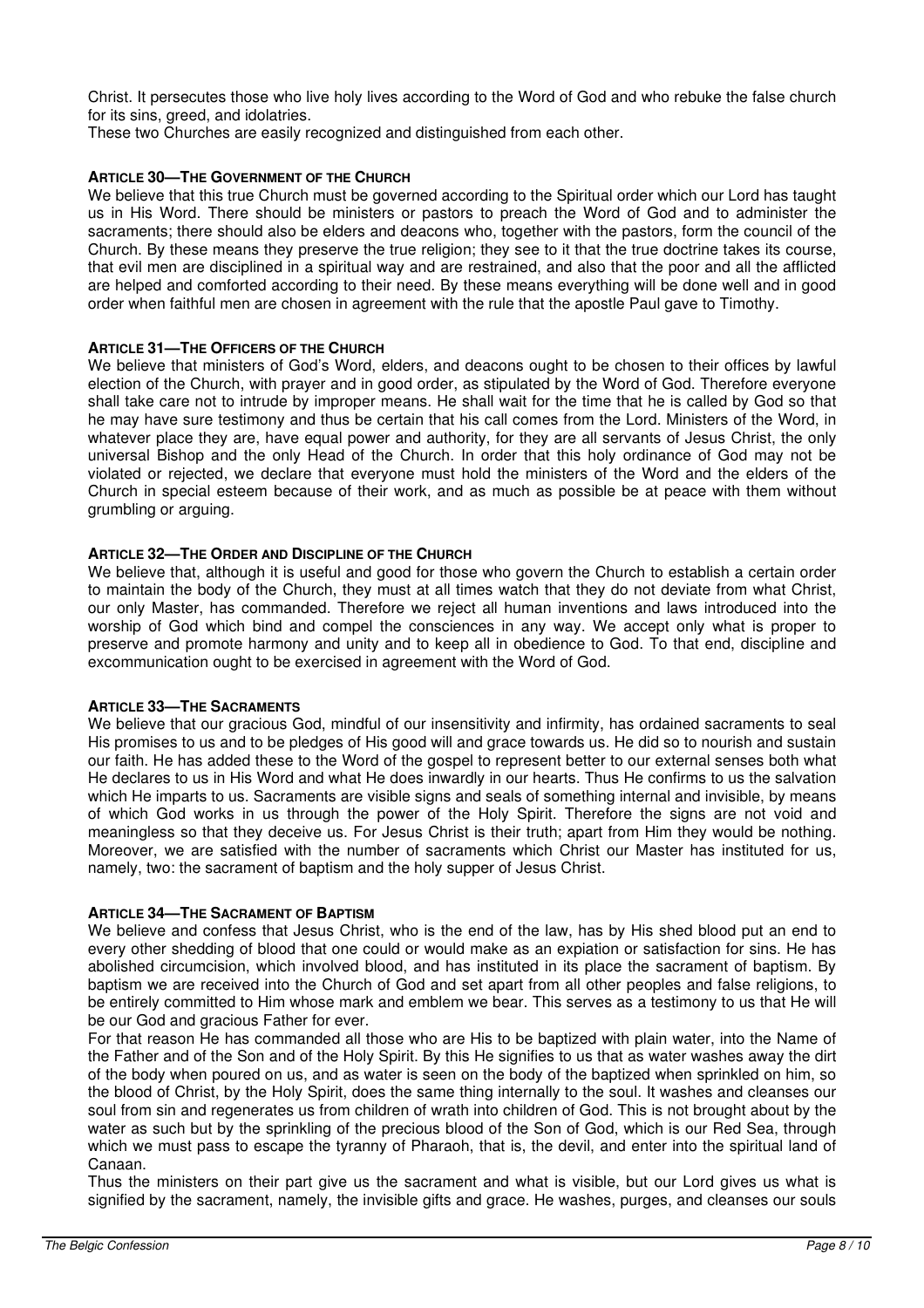Christ. It persecutes those who live holy lives according to the Word of God and who rebuke the false church for its sins, greed, and idolatries.

These two Churches are easily recognized and distinguished from each other.

### ARTICLE 30—THE GOVERNMENT OF THE CHURCH

We believe that this true Church must be governed according to the Spiritual order which our Lord has taught us in His Word. There should be ministers or pastors to preach the Word of God and to administer the sacraments; there should also be elders and deacons who, together with the pastors, form the council of the Church. By these means they preserve the true religion; they see to it that the true doctrine takes its course, that evil men are disciplined in a spiritual way and are restrained, and also that the poor and all the afflicted are helped and comforted according to their need. By these means everything will be done well and in good order when faithful men are chosen in agreement with the rule that the apostle Paul gave to Timothy.

### ARTICLE 31—THE OFFICERS OF THE CHURCH

We believe that ministers of God's Word, elders, and deacons ought to be chosen to their offices by lawful election of the Church, with prayer and in good order, as stipulated by the Word of God. Therefore everyone shall take care not to intrude by improper means. He shall wait for the time that he is called by God so that he may have sure testimony and thus be certain that his call comes from the Lord. Ministers of the Word, in whatever place they are, have equal power and authority, for they are all servants of Jesus Christ, the only universal Bishop and the only Head of the Church. In order that this holy ordinance of God may not be violated or rejected, we declare that everyone must hold the ministers of the Word and the elders of the Church in special esteem because of their work, and as much as possible be at peace with them without grumbling or arguing.

### ARTICLE 32—THE ORDER AND DISCIPLINE OF THE CHURCH

We believe that, although it is useful and good for those who govern the Church to establish a certain order to maintain the body of the Church, they must at all times watch that they do not deviate from what Christ, our only Master, has commanded. Therefore we reject all human inventions and laws introduced into the worship of God which bind and compel the consciences in any way. We accept only what is proper to preserve and promote harmony and unity and to keep all in obedience to God. To that end, discipline and excommunication ought to be exercised in agreement with the Word of God.

### ARTICLE 33—THE SACRAMENTS

We believe that our gracious God, mindful of our insensitivity and infirmity, has ordained sacraments to seal His promises to us and to be pledges of His good will and grace towards us. He did so to nourish and sustain our faith. He has added these to the Word of the gospel to represent better to our external senses both what He declares to us in His Word and what He does inwardly in our hearts. Thus He confirms to us the salvation which He imparts to us. Sacraments are visible signs and seals of something internal and invisible, by means of which God works in us through the power of the Holy Spirit. Therefore the signs are not void and meaningless so that they deceive us. For Jesus Christ is their truth; apart from Him they would be nothing. Moreover, we are satisfied with the number of sacraments which Christ our Master has instituted for us, namely, two: the sacrament of baptism and the holy supper of Jesus Christ.

### ARTICLE 34—THE SACRAMENT OF BAPTISM

We believe and confess that Jesus Christ, who is the end of the law, has by His shed blood put an end to every other shedding of blood that one could or would make as an expiation or satisfaction for sins. He has abolished circumcision, which involved blood, and has instituted in its place the sacrament of baptism. By baptism we are received into the Church of God and set apart from all other peoples and false religions, to be entirely committed to Him whose mark and emblem we bear. This serves as a testimony to us that He will be our God and gracious Father for ever.

For that reason He has commanded all those who are His to be baptized with plain water, into the Name of the Father and of the Son and of the Holy Spirit. By this He signifies to us that as water washes away the dirt of the body when poured on us, and as water is seen on the body of the baptized when sprinkled on him, so the blood of Christ, by the Holy Spirit, does the same thing internally to the soul. It washes and cleanses our soul from sin and regenerates us from children of wrath into children of God. This is not brought about by the water as such but by the sprinkling of the precious blood of the Son of God, which is our Red Sea, through which we must pass to escape the tyranny of Pharaoh, that is, the devil, and enter into the spiritual land of Canaan.

Thus the ministers on their part give us the sacrament and what is visible, but our Lord gives us what is signified by the sacrament, namely, the invisible gifts and grace. He washes, purges, and cleanses our souls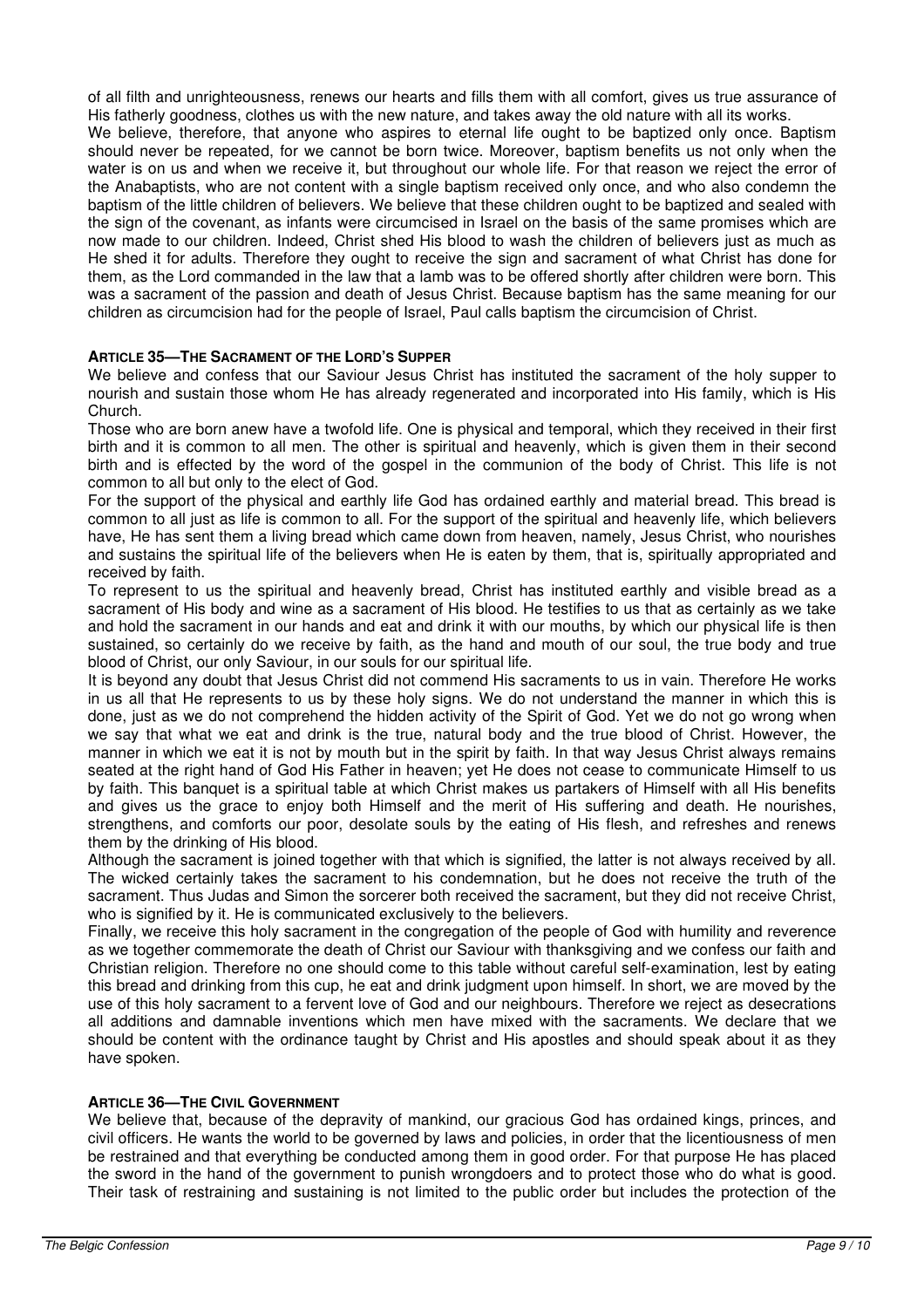of all filth and unrighteousness, renews our hearts and fills them with all comfort, gives us true assurance of His fatherly goodness, clothes us with the new nature, and takes away the old nature with all its works.

We believe, therefore, that anyone who aspires to eternal life ought to be baptized only once. Baptism should never be repeated, for we cannot be born twice. Moreover, baptism benefits us not only when the water is on us and when we receive it, but throughout our whole life. For that reason we reject the error of the Anabaptists, who are not content with a single baptism received only once, and who also condemn the baptism of the little children of believers. We believe that these children ought to be baptized and sealed with the sign of the covenant, as infants were circumcised in Israel on the basis of the same promises which are now made to our children. Indeed, Christ shed His blood to wash the children of believers just as much as He shed it for adults. Therefore they ought to receive the sign and sacrament of what Christ has done for them, as the Lord commanded in the law that a lamb was to be offered shortly after children were born. This was a sacrament of the passion and death of Jesus Christ. Because baptism has the same meaning for our children as circumcision had for the people of Israel, Paul calls baptism the circumcision of Christ.

### ARTICLE 35—THE SACRAMENT OF THE LORD'S SUPPER

We believe and confess that our Saviour Jesus Christ has instituted the sacrament of the holy supper to nourish and sustain those whom He has already regenerated and incorporated into His family, which is His Church.

Those who are born anew have a twofold life. One is physical and temporal, which they received in their first birth and it is common to all men. The other is spiritual and heavenly, which is given them in their second birth and is effected by the word of the gospel in the communion of the body of Christ. This life is not common to all but only to the elect of God.

For the support of the physical and earthly life God has ordained earthly and material bread. This bread is common to all just as life is common to all. For the support of the spiritual and heavenly life, which believers have, He has sent them a living bread which came down from heaven, namely, Jesus Christ, who nourishes and sustains the spiritual life of the believers when He is eaten by them, that is, spiritually appropriated and received by faith.

To represent to us the spiritual and heavenly bread, Christ has instituted earthly and visible bread as a sacrament of His body and wine as a sacrament of His blood. He testifies to us that as certainly as we take and hold the sacrament in our hands and eat and drink it with our mouths, by which our physical life is then sustained, so certainly do we receive by faith, as the hand and mouth of our soul, the true body and true blood of Christ, our only Saviour, in our souls for our spiritual life.

It is beyond any doubt that Jesus Christ did not commend His sacraments to us in vain. Therefore He works in us all that He represents to us by these holy signs. We do not understand the manner in which this is done, just as we do not comprehend the hidden activity of the Spirit of God. Yet we do not go wrong when we say that what we eat and drink is the true, natural body and the true blood of Christ. However, the manner in which we eat it is not by mouth but in the spirit by faith. In that way Jesus Christ always remains seated at the right hand of God His Father in heaven; yet He does not cease to communicate Himself to us by faith. This banquet is a spiritual table at which Christ makes us partakers of Himself with all His benefits and gives us the grace to enjoy both Himself and the merit of His suffering and death. He nourishes, strengthens, and comforts our poor, desolate souls by the eating of His flesh, and refreshes and renews them by the drinking of His blood.

Although the sacrament is joined together with that which is signified, the latter is not always received by all. The wicked certainly takes the sacrament to his condemnation, but he does not receive the truth of the sacrament. Thus Judas and Simon the sorcerer both received the sacrament, but they did not receive Christ, who is signified by it. He is communicated exclusively to the believers.

Finally, we receive this holy sacrament in the congregation of the people of God with humility and reverence as we together commemorate the death of Christ our Saviour with thanksgiving and we confess our faith and Christian religion. Therefore no one should come to this table without careful self-examination, lest by eating this bread and drinking from this cup, he eat and drink judgment upon himself. In short, we are moved by the use of this holy sacrament to a fervent love of God and our neighbours. Therefore we reject as desecrations all additions and damnable inventions which men have mixed with the sacraments. We declare that we should be content with the ordinance taught by Christ and His apostles and should speak about it as they have spoken.

### ARTICLE 36—THE CIVIL GOVERNMENT

We believe that, because of the depravity of mankind, our gracious God has ordained kings, princes, and civil officers. He wants the world to be governed by laws and policies, in order that the licentiousness of men be restrained and that everything be conducted among them in good order. For that purpose He has placed the sword in the hand of the government to punish wrongdoers and to protect those who do what is good. Their task of restraining and sustaining is not limited to the public order but includes the protection of the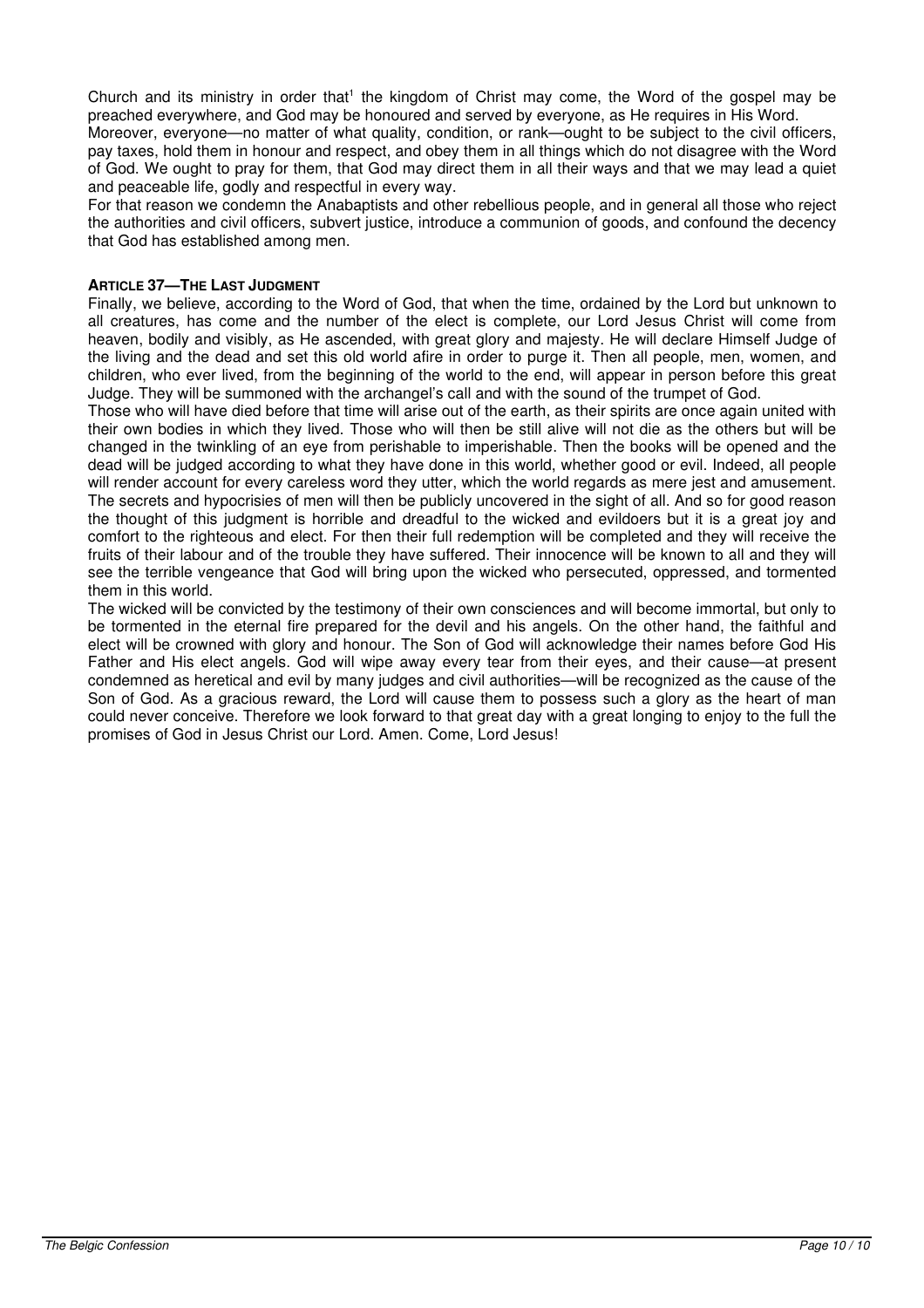Church and its ministry in order that[1] the kingdom of Christ may come, the Word of the gospel may be preached everywhere, and God may be honoured and served by everyone, as He requires in His Word.

Moreover, everyone—no matter of what quality, condition, or rank—ought to be subject to the civil officers, pay taxes, hold them in honour and respect, and obey them in all things which do not disagree with the Word of God. We ought to pray for them, that God may direct them in all their ways and that we may lead a quiet and peaceable life, godly and respectful in every way.

For that reason we condemn the Anabaptists and other rebellious people, and in general all those who reject the authorities and civil officers, subvert justice, introduce a communion of goods, and confound the decency that God has established among men.

## ARTICLE 37—THE LAST JUDGMENT

Finally, we believe, according to the Word of God, that when the time, ordained by the Lord but unknown to all creatures, has come and the number of the elect is complete, our Lord Jesus Christ will come from heaven, bodily and visibly, as He ascended, with great glory and majesty. He will declare Himself Judge of the living and the dead and set this old world afire in order to purge it. Then all people, men, women, and children, who ever lived, from the beginning of the world to the end, will appear in person before this great Judge. They will be summoned with the archangel's call and with the sound of the trumpet of God.

Those who will have died before that time will arise out of the earth, as their spirits are once again united with their own bodies in which they lived. Those who will then be still alive will not die as the others but will be changed in the twinkling of an eye from perishable to imperishable. Then the books will be opened and the dead will be judged according to what they have done in this world, whether good or evil. Indeed, all people will render account for every careless word they utter, which the world regards as mere jest and amusement. The secrets and hypocrisies of men will then be publicly uncovered in the sight of all. And so for good reason the thought of this judgment is horrible and dreadful to the wicked and evildoers but it is a great joy and comfort to the righteous and elect. For then their full redemption will be completed and they will receive the fruits of their labour and of the trouble they have suffered. Their innocence will be known to all and they will see the terrible vengeance that God will bring upon the wicked who persecuted, oppressed, and tormented them in this world.

The wicked will be convicted by the testimony of their own consciences and will become immortal, but only to be tormented in the eternal fire prepared for the devil and his angels. On the other hand, the faithful and elect will be crowned with glory and honour. The Son of God will acknowledge their names before God His Father and His elect angels. God will wipe away every tear from their eyes, and their cause—at present condemned as heretical and evil by many judges and civil authorities—will be recognized as the cause of the Son of God. As a gracious reward, the Lord will cause them to possess such a glory as the heart of man could never conceive. Therefore we look forward to that great day with a great longing to enjoy to the full the promises of God in Jesus Christ our Lord. Amen. Come, Lord Jesus!